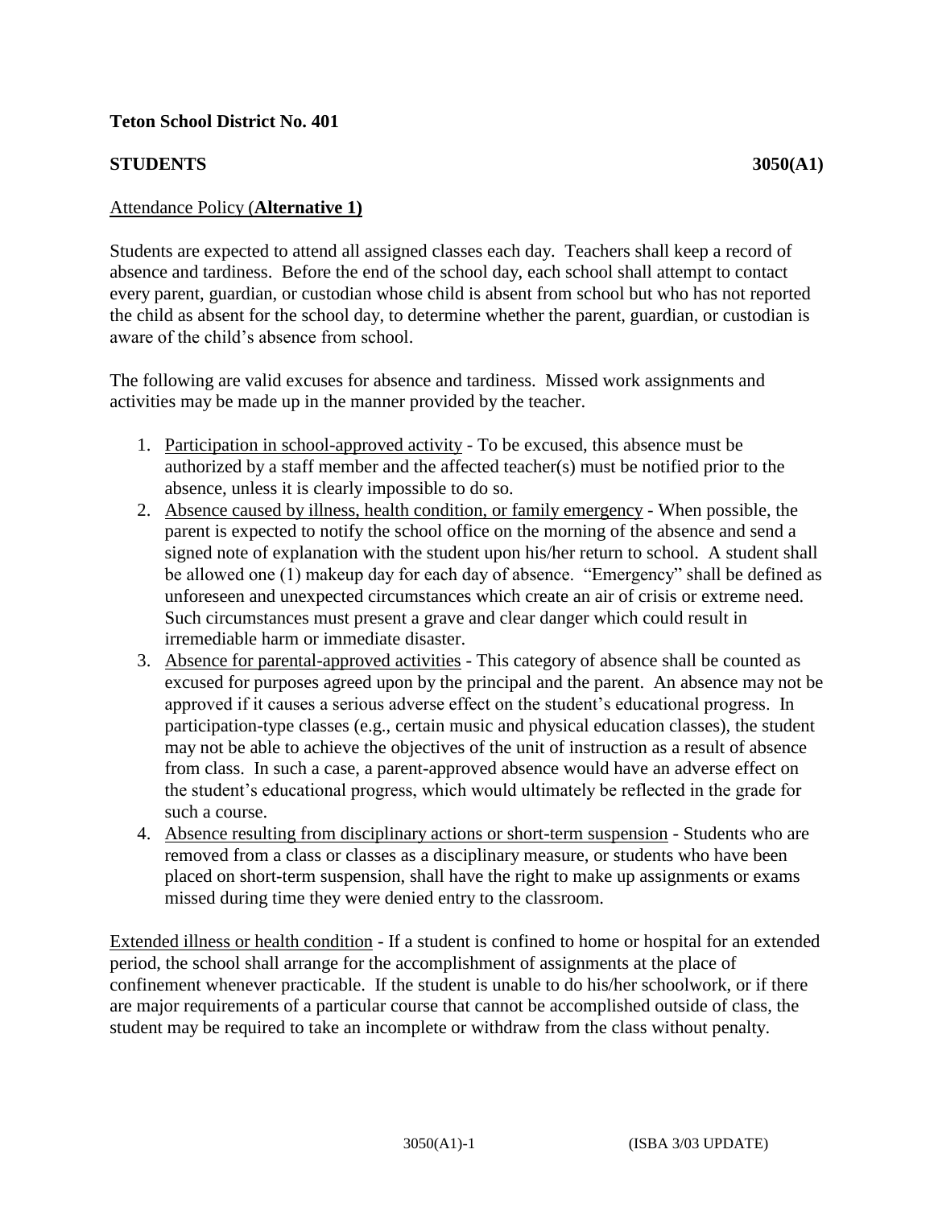**Teton School District No. 401**

**STUDENTS** **3050(A1)**

Attendance Policy (**Alternative 1)**

Students are expected to attend all assigned classes each day. Teachers shall keep a record of absence and tardiness. Before the end of the school day, each school shall attempt to contact every parent, guardian, or custodian whose child is absent from school but who has not reported the child as absent for the school day, to determine whether the parent, guardian, or custodian is aware of the child's absence from school.

The following are valid excuses for absence and tardiness. Missed work assignments and activities may be made up in the manner provided by the teacher.

1. Participation in school-approved activity - To be excused, this absence must be authorized by a staff member and the affected teacher(s) must be notified prior to the absence, unless it is clearly impossible to do so.
2. Absence caused by illness, health condition, or family emergency - When possible, the parent is expected to notify the school office on the morning of the absence and send a signed note of explanation with the student upon his/her return to school. A student shall be allowed one (1) makeup day for each day of absence. "Emergency" shall be defined as unforeseen and unexpected circumstances which create an air of crisis or extreme need. Such circumstances must present a grave and clear danger which could result in irremediable harm or immediate disaster.
3. Absence for parental-approved activities - This category of absence shall be counted as excused for purposes agreed upon by the principal and the parent. An absence may not be approved if it causes a serious adverse effect on the student's educational progress. In participation-type classes (e.g., certain music and physical education classes), the student may not be able to achieve the objectives of the unit of instruction as a result of absence from class. In such a case, a parent-approved absence would have an adverse effect on the student's educational progress, which would ultimately be reflected in the grade for such a course.
4. Absence resulting from disciplinary actions or short-term suspension - Students who are removed from a class or classes as a disciplinary measure, or students who have been placed on short-term suspension, shall have the right to make up assignments or exams missed during time they were denied entry to the classroom.

Extended illness or health condition - If a student is confined to home or hospital for an extended period, the school shall arrange for the accomplishment of assignments at the place of confinement whenever practicable. If the student is unable to do his/her schoolwork, or if there are major requirements of a particular course that cannot be accomplished outside of class, the student may be required to take an incomplete or withdraw from the class without penalty.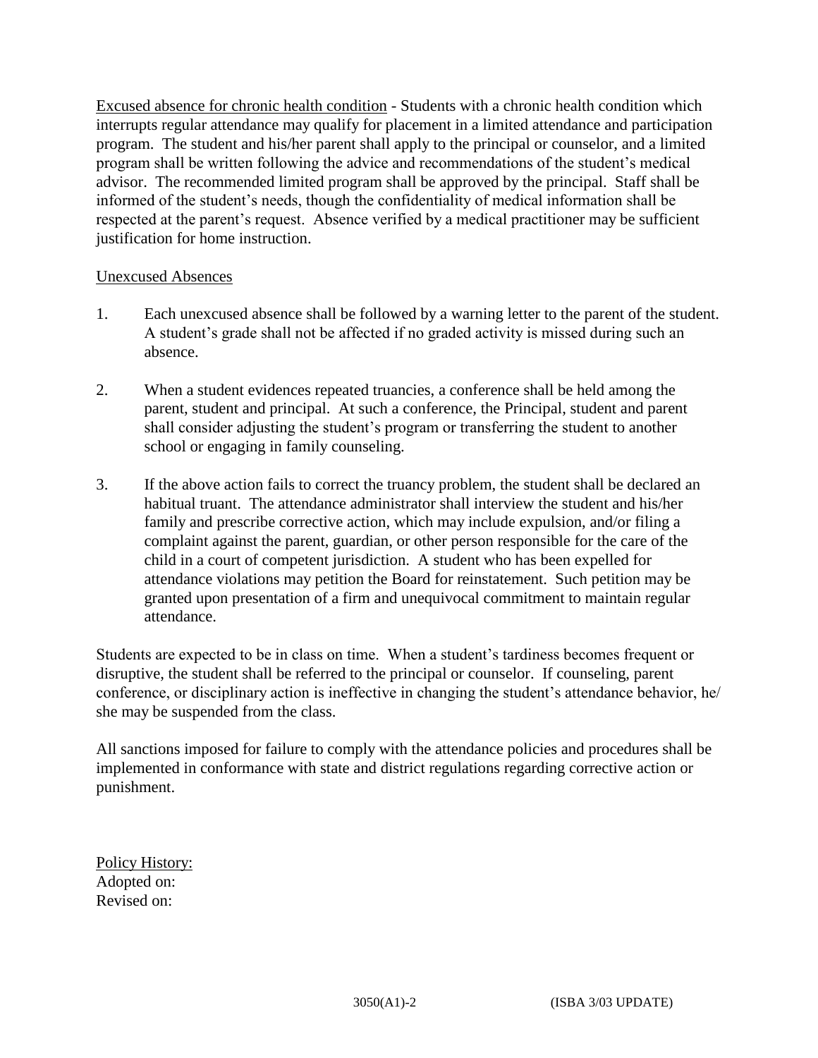Excused absence for chronic health condition - Students with a chronic health condition which interrupts regular attendance may qualify for placement in a limited attendance and participation program. The student and his/her parent shall apply to the principal or counselor, and a limited program shall be written following the advice and recommendations of the student's medical advisor. The recommended limited program shall be approved by the principal. Staff shall be informed of the student's needs, though the confidentiality of medical information shall be respected at the parent's request. Absence verified by a medical practitioner may be sufficient justification for home instruction.

Unexcused Absences

1. Each unexcused absence shall be followed by a warning letter to the parent of the student. A student's grade shall not be affected if no graded activity is missed during such an absence.

2. When a student evidences repeated truancies, a conference shall be held among the parent, student and principal. At such a conference, the Principal, student and parent shall consider adjusting the student's program or transferring the student to another school or engaging in family counseling.

3. If the above action fails to correct the truancy problem, the student shall be declared an habitual truant. The attendance administrator shall interview the student and his/her family and prescribe corrective action, which may include expulsion, and/or filing a complaint against the parent, guardian, or other person responsible for the care of the child in a court of competent jurisdiction. A student who has been expelled for attendance violations may petition the Board for reinstatement. Such petition may be granted upon presentation of a firm and unequivocal commitment to maintain regular attendance.

Students are expected to be in class on time. When a student's tardiness becomes frequent or disruptive, the student shall be referred to the principal or counselor. If counseling, parent conference, or disciplinary action is ineffective in changing the student's attendance behavior, he/she may be suspended from the class.

All sanctions imposed for failure to comply with the attendance policies and procedures shall be implemented in conformance with state and district regulations regarding corrective action or punishment.

Policy History:
Adopted on:
Revised on:

3050(A1)-2 (ISBA 3/03 UPDATE)